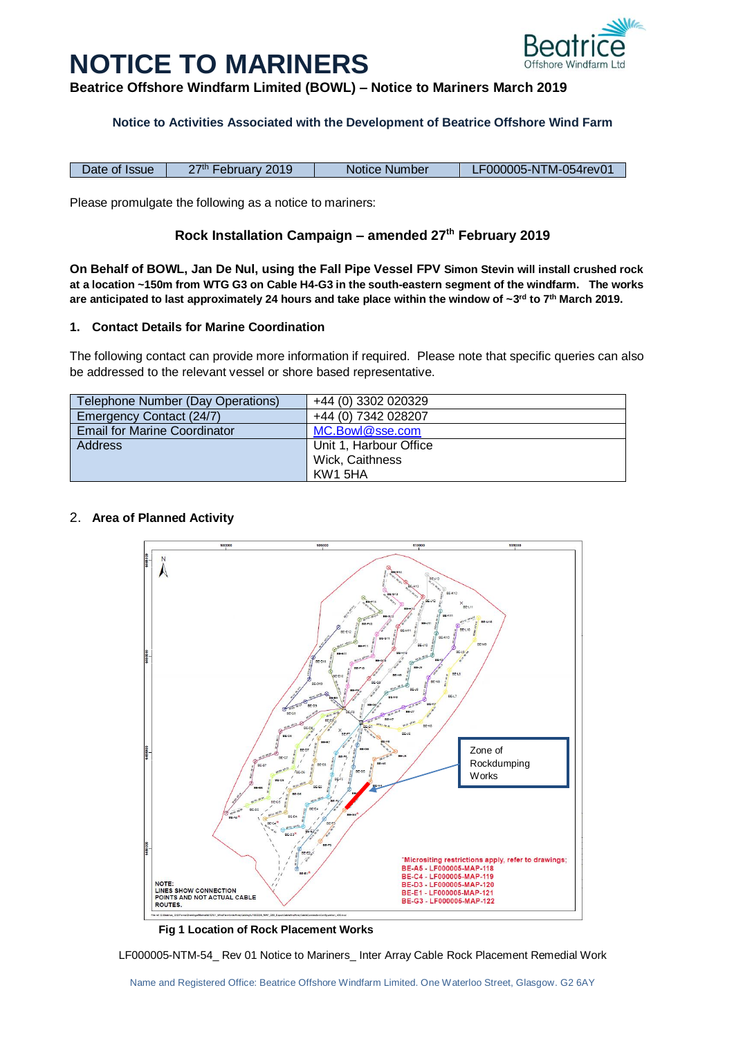# NOTICE TO MARINERS

**Beatrice Offshore Windfarm Limited (BOWL) – Notice to Mariners March 2019**

**Notice to Activities Associated with the Development of Beatrice Offshore Wind Farm**

| Date of Issue | 27th February 2019 | Notice Number | LF000005-NTM-054rev01 |
|---|---|---|---|

Please promulgate the following as a notice to mariners:

### Rock Installation Campaign – amended 27th February 2019

**On Behalf of BOWL, Jan De Nul, using the Fall Pipe Vessel FPV Simon Stevin will install crushed rock at a location ~150m from WTG G3 on Cable H4-G3 in the south-eastern segment of the windfarm. The works are anticipated to last approximately 24 hours and take place within the window of ~3rd to 7th March 2019.**

## 1. Contact Details for Marine Coordination

The following contact can provide more information if required. Please note that specific queries can also be addressed to the relevant vessel or shore based representative.

| | |
|---|---|
| Telephone Number (Day Operations) | +44 (0) 3302 020329 |
| Emergency Contact (24/7) | +44 (0) 7342 028207 |
| Email for Marine Coordinator | MC.Bowl@sse.com |
| Address | Unit 1, Harbour Office<br>Wick, Caithness<br>KW1 5HA |

## 2. Area of Planned Activity

Zone of Rockdumping Works

*Micrositing restrictions apply, refer to drawings;
BE-A5 - LF000005-MAP-118
BE-C4 - LF000005-MAP-119
BE-D3 - LF000005-MAP-120
BE-E1 - LF000005-MAP-121
BE-G3 - LF000005-MAP-122

NOTE:
LINES SHOW CONNECTION POINTS AND NOT ACTUAL CABLE ROUTES.

**Fig 1 Location of Rock Placement Works**

LF000005-NTM-54_ Rev 01 Notice to Mariners_ Inter Array Cable Rock Placement Remedial Work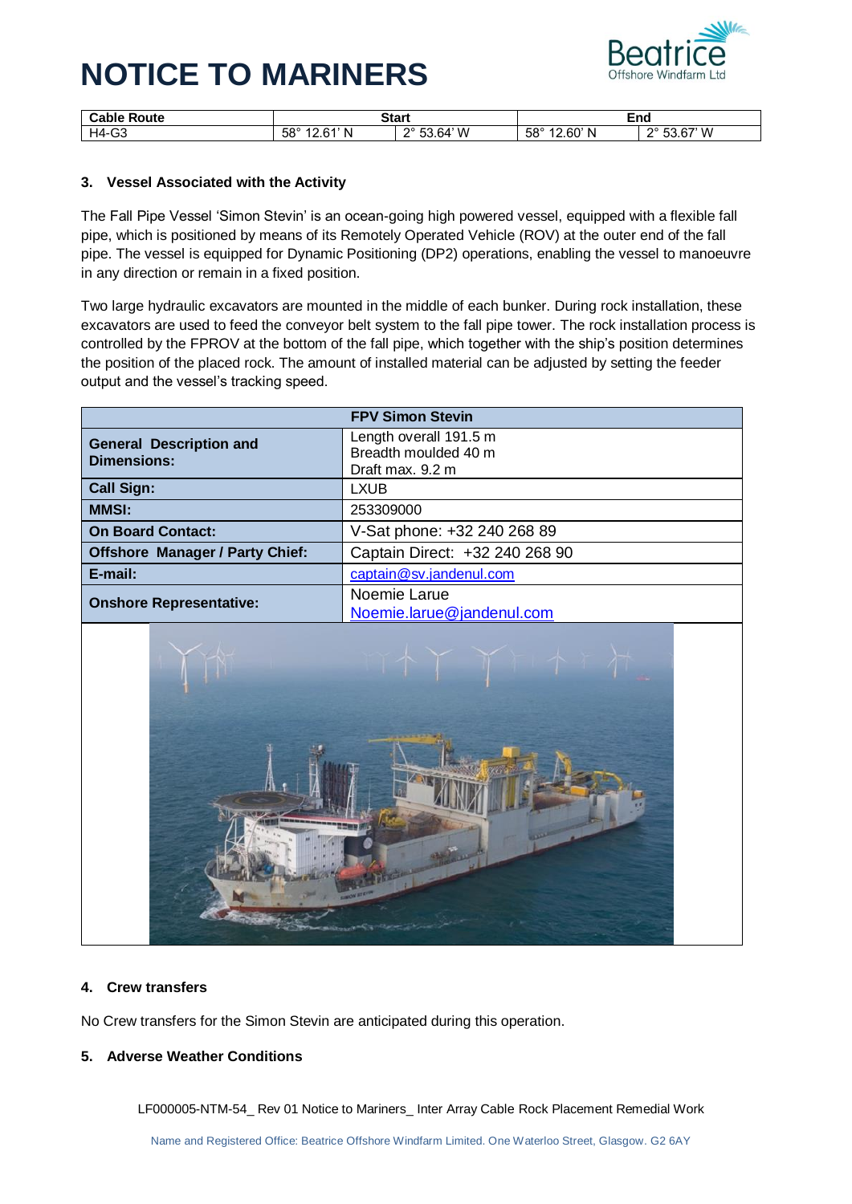| Cable Route | Start | | End | |
| --- | --- | --- | --- | --- |
| H4-G3 | 58° 12.61' N | 2° 53.64' W | 58° 12.60' N | 2° 53.67' W |

### 3. Vessel Associated with the Activity

The Fall Pipe Vessel 'Simon Stevin' is an ocean-going high powered vessel, equipped with a flexible fall pipe, which is positioned by means of its Remotely Operated Vehicle (ROV) at the outer end of the fall pipe. The vessel is equipped for Dynamic Positioning (DP2) operations, enabling the vessel to manoeuvre in any direction or remain in a fixed position.

Two large hydraulic excavators are mounted in the middle of each bunker. During rock installation, these excavators are used to feed the conveyor belt system to the fall pipe tower. The rock installation process is controlled by the FPROV at the bottom of the fall pipe, which together with the ship's position determines the position of the placed rock. The amount of installed material can be adjusted by setting the feeder output and the vessel's tracking speed.

| FPV Simon Stevin | |
| --- | --- |
| **General Description and Dimensions:** | Length overall 191.5 m<br>Breadth moulded 40 m<br>Draft max. 9.2 m |
| **Call Sign:** | LXUB |
| **MMSI:** | 253309000 |
| **On Board Contact:** | V-Sat phone: +32 240 268 89 |
| **Offshore Manager / Party Chief:** | Captain Direct: +32 240 268 90 |
| **E-mail:** | captain@sv.jandenul.com |
| **Onshore Representative:** | Noemie Larue<br>Noemie.larue@jandenul.com |

### 4. Crew transfers

No Crew transfers for the Simon Stevin are anticipated during this operation.

### 5. Adverse Weather Conditions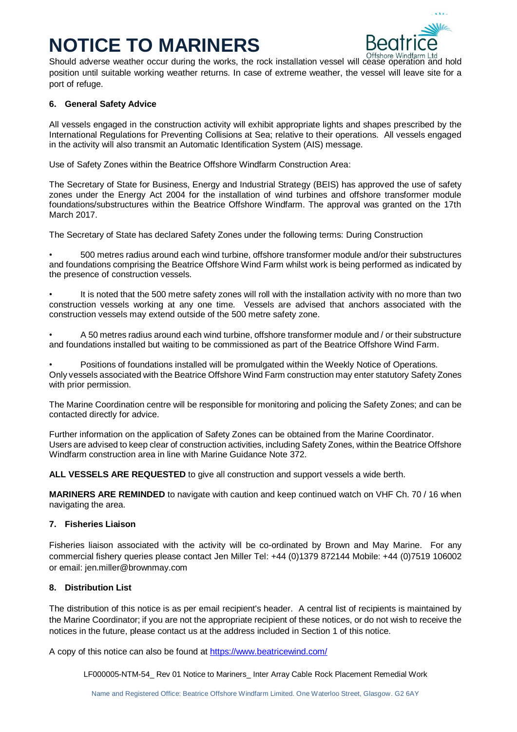Should adverse weather occur during the works, the rock installation vessel will cease operation and hold position until suitable working weather returns. In case of extreme weather, the vessel will leave site for a port of refuge.

### 6. General Safety Advice

All vessels engaged in the construction activity will exhibit appropriate lights and shapes prescribed by the International Regulations for Preventing Collisions at Sea; relative to their operations. All vessels engaged in the activity will also transmit an Automatic Identification System (AIS) message.

Use of Safety Zones within the Beatrice Offshore Windfarm Construction Area:

The Secretary of State for Business, Energy and Industrial Strategy (BEIS) has approved the use of safety zones under the Energy Act 2004 for the installation of wind turbines and offshore transformer module foundations/substructures within the Beatrice Offshore Windfarm. The approval was granted on the 17th March 2017.

The Secretary of State has declared Safety Zones under the following terms: During Construction

- 500 metres radius around each wind turbine, offshore transformer module and/or their substructures and foundations comprising the Beatrice Offshore Wind Farm whilst work is being performed as indicated by the presence of construction vessels.
- It is noted that the 500 metre safety zones will roll with the installation activity with no more than two construction vessels working at any one time. Vessels are advised that anchors associated with the construction vessels may extend outside of the 500 metre safety zone.
- A 50 metres radius around each wind turbine, offshore transformer module and / or their substructure and foundations installed but waiting to be commissioned as part of the Beatrice Offshore Wind Farm.
- Positions of foundations installed will be promulgated within the Weekly Notice of Operations.

Only vessels associated with the Beatrice Offshore Wind Farm construction may enter statutory Safety Zones with prior permission.

The Marine Coordination centre will be responsible for monitoring and policing the Safety Zones; and can be contacted directly for advice.

Further information on the application of Safety Zones can be obtained from the Marine Coordinator.
Users are advised to keep clear of construction activities, including Safety Zones, within the Beatrice Offshore Windfarm construction area in line with Marine Guidance Note 372.

**ALL VESSELS ARE REQUESTED** to give all construction and support vessels a wide berth.

**MARINERS ARE REMINDED** to navigate with caution and keep continued watch on VHF Ch. 70 / 16 when navigating the area.

### 7. Fisheries Liaison

Fisheries liaison associated with the activity will be co-ordinated by Brown and May Marine. For any commercial fishery queries please contact Jen Miller Tel: +44 (0)1379 872144 Mobile: +44 (0)7519 106002 or email: jen.miller@brownmay.com

### 8. Distribution List

The distribution of this notice is as per email recipient's header. A central list of recipients is maintained by the Marine Coordinator; if you are not the appropriate recipient of these notices, or do not wish to receive the notices in the future, please contact us at the address included in Section 1 of this notice.

A copy of this notice can also be found at [https://www.beatricewind.com/](https://www.beatricewind.com/)